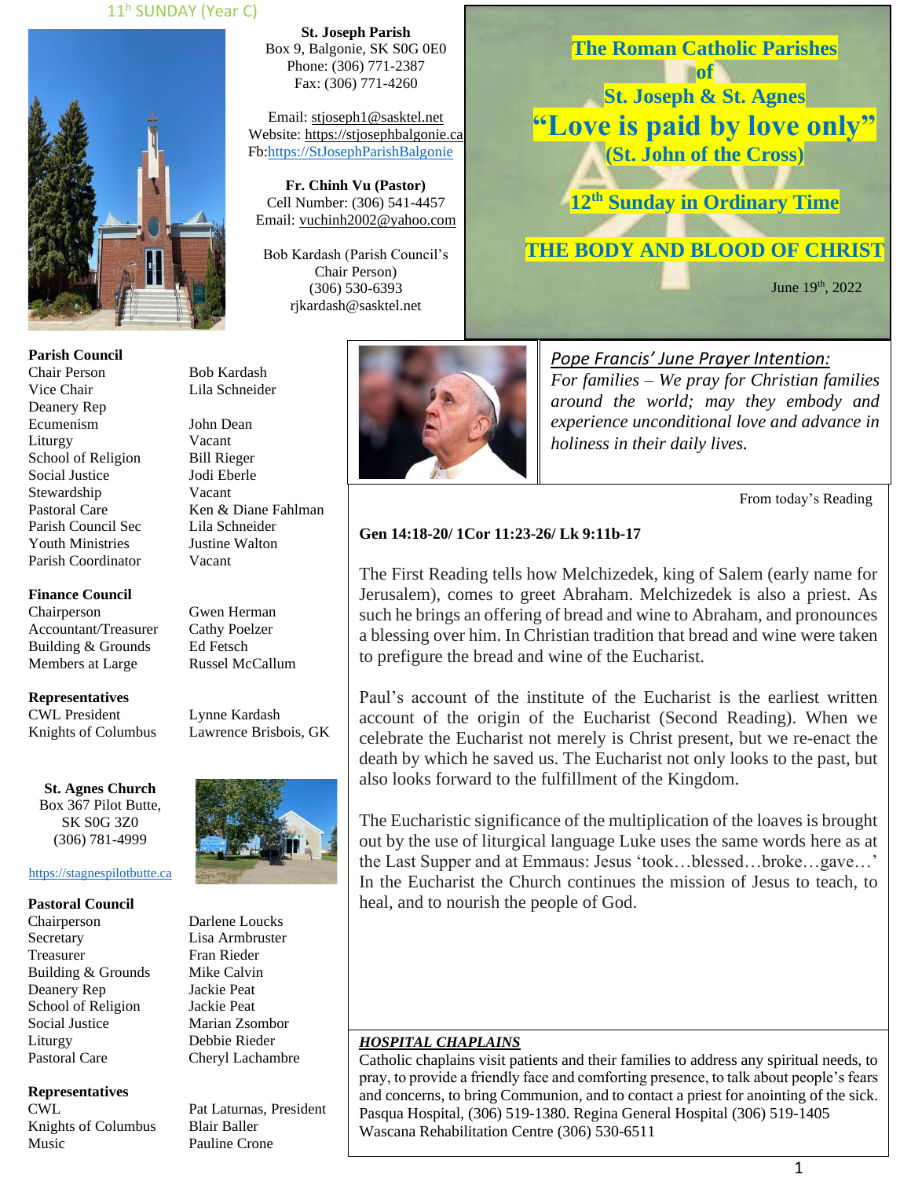11h SUNDAY (Year C)

**St. Joseph Parish**
Box 9, Balgonie, SK S0G 0E0
Phone: (306) 771-2387
Fax: (306) 771-4260

Email: stjoseph1@sasktel.net
Website: https://stjosephbalgonie.ca
Fb:https://StJosephParishBalgonie

**Fr. Chinh Vu (Pastor)**
Cell Number: (306) 541-4457
Email: vuchinh2002@yahoo.com

Bob Kardash (Parish Council's Chair Person)
(306) 530-6393
rjkardash@sasktel.net

# The Roman Catholic Parishes of St. Joseph & St. Agnes

## "Love is paid by love only"

**(St. John of the Cross)**

## 12th Sunday in Ordinary Time

## THE BODY AND BLOOD OF CHRIST

June 19th, 2022

**Parish Council**

| | |
|---|---|
| Chair Person | Bob Kardash |
| Vice Chair | Lila Schneider |
| Deanery Rep | |
| Ecumenism | John Dean |
| Liturgy | Vacant |
| School of Religion | Bill Rieger |
| Social Justice | Jodi Eberle |
| Stewardship | Vacant |
| Pastoral Care | Ken & Diane Fahlman |
| Parish Council Sec | Lila Schneider |
| Youth Ministries | Justine Walton |
| Parish Coordinator | Vacant |

**Finance Council**

| | |
|---|---|
| Chairperson | Gwen Herman |
| Accountant/Treasurer | Cathy Poelzer |
| Building & Grounds | Ed Fetsch |
| Members at Large | Russel McCallum |

**Representatives**

| | |
|---|---|
| CWL President | Lynne Kardash |
| Knights of Columbus | Lawrence Brisbois, GK |

**St. Agnes Church**
Box 367 Pilot Butte,
SK S0G 3Z0
(306) 781-4999

https://stagnespilotbutte.ca

**Pastoral Council**

| | |
|---|---|
| Chairperson | Darlene Loucks |
| Secretary | Lisa Armbruster |
| Treasurer | Fran Rieder |
| Building & Grounds | Mike Calvin |
| Deanery Rep | Jackie Peat |
| School of Religion | Jackie Peat |
| Social Justice | Marian Zsombor |
| Liturgy | Debbie Rieder |
| Pastoral Care | Cheryl Lachambre |

**Representatives**

| | |
|---|---|
| CWL | Pat Laturnas, President |
| Knights of Columbus | Blair Baller |
| Music | Pauline Crone |

*Pope Francis' June Prayer Intention:*
*For families – We pray for Christian families around the world; may they embody and experience unconditional love and advance in holiness in their daily lives.*

From today's Reading

**Gen 14:18-20/ 1Cor 11:23-26/ Lk 9:11b-17**

The First Reading tells how Melchizedek, king of Salem (early name for Jerusalem), comes to greet Abraham. Melchizedek is also a priest. As such he brings an offering of bread and wine to Abraham, and pronounces a blessing over him. In Christian tradition that bread and wine were taken to prefigure the bread and wine of the Eucharist.

Paul's account of the institute of the Eucharist is the earliest written account of the origin of the Eucharist (Second Reading). When we celebrate the Eucharist not merely is Christ present, but we re-enact the death by which he saved us. The Eucharist not only looks to the past, but also looks forward to the fulfillment of the Kingdom.

The Eucharistic significance of the multiplication of the loaves is brought out by the use of liturgical language Luke uses the same words here as at the Last Supper and at Emmaus: Jesus 'took…blessed…broke…gave…' In the Eucharist the Church continues the mission of Jesus to teach, to heal, and to nourish the people of God.

***HOSPITAL CHAPLAINS***

Catholic chaplains visit patients and their families to address any spiritual needs, to pray, to provide a friendly face and comforting presence, to talk about people's fears and concerns, to bring Communion, and to contact a priest for anointing of the sick. Pasqua Hospital, (306) 519-1380. Regina General Hospital (306) 519-1405 Wascana Rehabilitation Centre (306) 530-6511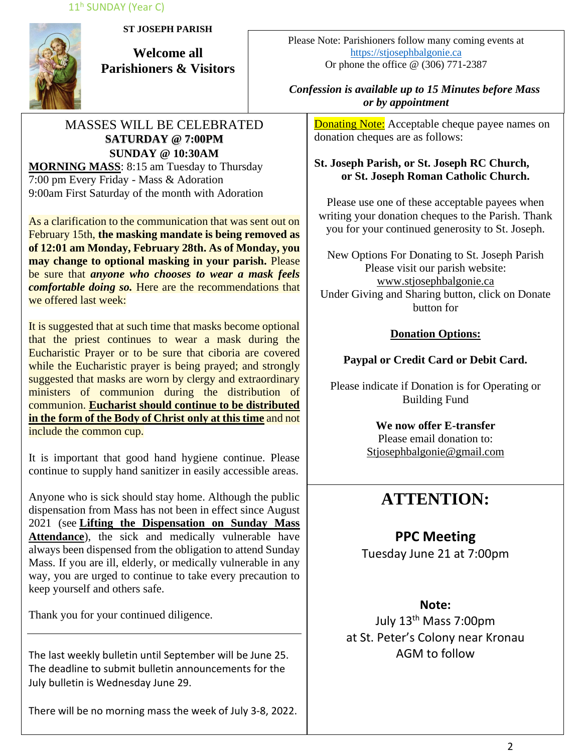11[th] SUNDAY (Year C)

**ST JOSEPH PARISH**

## Welcome all Parishioners & Visitors

Please Note: Parishioners follow many coming events at https://stjosephbalgonie.ca
Or phone the office @ (306) 771-2387

***Confession is available up to 15 Minutes before Mass or by appointment***

MASSES WILL BE CELEBRATED
**SATURDAY @ 7:00PM**
**SUNDAY @ 10:30AM**

**MORNING MASS**: 8:15 am Tuesday to Thursday
7:00 pm Every Friday - Mass & Adoration
9:00am First Saturday of the month with Adoration

As a clarification to the communication that was sent out on February 15th, **the masking mandate is being removed as of 12:01 am Monday, February 28th. As of Monday, you may change to optional masking in your parish.** Please be sure that ***anyone who chooses to wear a mask feels comfortable doing so.*** Here are the recommendations that we offered last week:

It is suggested that at such time that masks become optional that the priest continues to wear a mask during the Eucharistic Prayer or to be sure that ciboria are covered while the Eucharistic prayer is being prayed; and strongly suggested that masks are worn by clergy and extraordinary ministers of communion during the distribution of communion. **Eucharist should continue to be distributed in the form of the Body of Christ only at this time** and not include the common cup.

It is important that good hand hygiene continue. Please continue to supply hand sanitizer in easily accessible areas.

Anyone who is sick should stay home. Although the public dispensation from Mass has not been in effect since August 2021 (see **Lifting the Dispensation on Sunday Mass Attendance**), the sick and medically vulnerable have always been dispensed from the obligation to attend Sunday Mass. If you are ill, elderly, or medically vulnerable in any way, you are urged to continue to take every precaution to keep yourself and others safe.

Thank you for your continued diligence.

---

The last weekly bulletin until September will be June 25. The deadline to submit bulletin announcements for the July bulletin is Wednesday June 29.

There will be no morning mass the week of July 3-8, 2022.

Donating Note: Acceptable cheque payee names on donation cheques are as follows:

**St. Joseph Parish, or St. Joseph RC Church, or St. Joseph Roman Catholic Church.**

Please use one of these acceptable payees when writing your donation cheques to the Parish. Thank you for your continued generosity to St. Joseph.

New Options For Donating to St. Joseph Parish
Please visit our parish website:
www.stjosephbalgonie.ca
Under Giving and Sharing button, click on Donate button for

**Donation Options:**

**Paypal or Credit Card or Debit Card.**

Please indicate if Donation is for Operating or Building Fund

**We now offer E-transfer**
Please email donation to:
Stjosephbalgonie@gmail.com

# ATTENTION:

**PPC Meeting**
Tuesday June 21 at 7:00pm

**Note:**
July 13[th] Mass 7:00pm
at St. Peter's Colony near Kronau
AGM to follow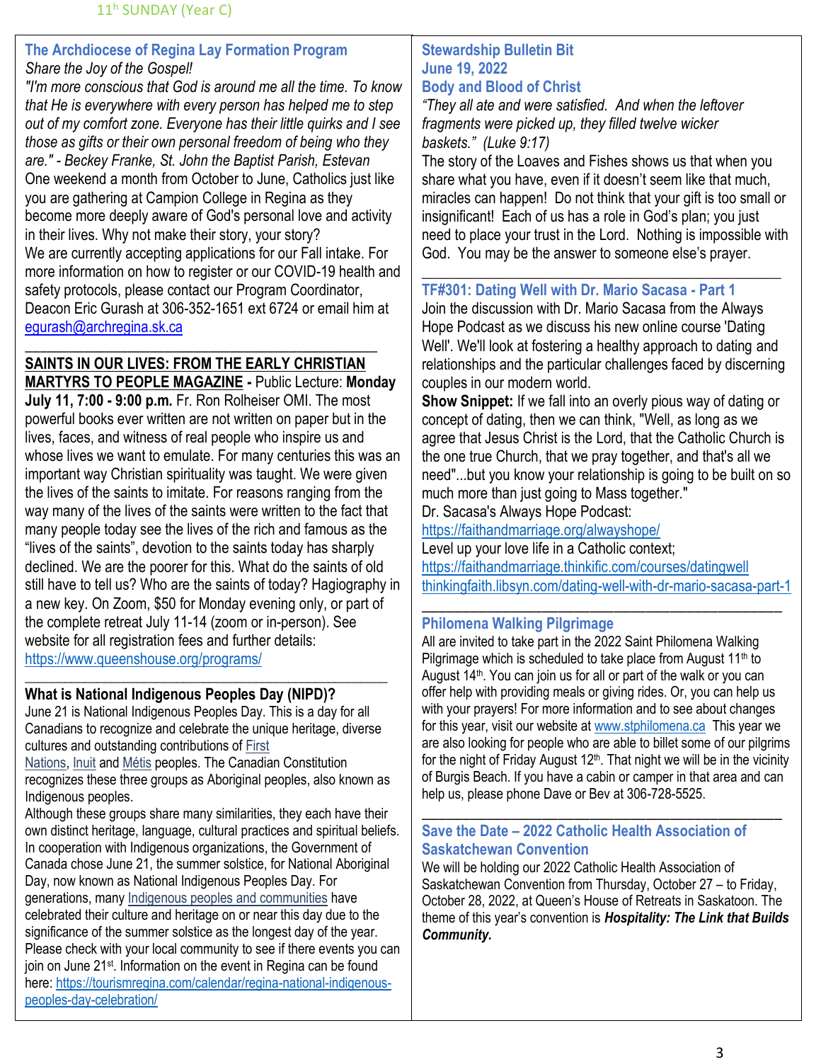## The Archdiocese of Regina Lay Formation Program

*Share the Joy of the Gospel!*

*"I'm more conscious that God is around me all the time. To know that He is everywhere with every person has helped me to step out of my comfort zone. Everyone has their little quirks and I see those as gifts or their own personal freedom of being who they are." - Beckey Franke, St. John the Baptist Parish, Estevan*

One weekend a month from October to June, Catholics just like you are gathering at Campion College in Regina as they become more deeply aware of God's personal love and activity in their lives. Why not make their story, your story?

We are currently accepting applications for our Fall intake. For more information on how to register or our COVID-19 health and safety protocols, please contact our Program Coordinator, Deacon Eric Gurash at 306-352-1651 ext 6724 or email him at egurash@archregina.sk.ca

---

**SAINTS IN OUR LIVES: FROM THE EARLY CHRISTIAN MARTYRS TO PEOPLE MAGAZINE** - Public Lecture: **Monday July 11, 7:00 - 9:00 p.m.** Fr. Ron Rolheiser OMI. The most powerful books ever written are not written on paper but in the lives, faces, and witness of real people who inspire us and whose lives we want to emulate. For many centuries this was an important way Christian spirituality was taught. We were given the lives of the saints to imitate. For reasons ranging from the way many of the lives of the saints were written to the fact that many people today see the lives of the rich and famous as the "lives of the saints", devotion to the saints today has sharply declined. We are the poorer for this. What do the saints of old still have to tell us? Who are the saints of today? Hagiography in a new key. On Zoom, $50 for Monday evening only, or part of the complete retreat July 11-14 (zoom or in-person). See website for all registration fees and further details: https://www.queenshouse.org/programs/

---

## What is National Indigenous Peoples Day (NIPD)?

June 21 is National Indigenous Peoples Day. This is a day for all Canadians to recognize and celebrate the unique heritage, diverse cultures and outstanding contributions of First Nations, Inuit and Métis peoples. The Canadian Constitution recognizes these three groups as Aboriginal peoples, also known as Indigenous peoples.

Although these groups share many similarities, they each have their own distinct heritage, language, cultural practices and spiritual beliefs. In cooperation with Indigenous organizations, the Government of Canada chose June 21, the summer solstice, for National Aboriginal Day, now known as National Indigenous Peoples Day. For generations, many Indigenous peoples and communities have celebrated their culture and heritage on or near this day due to the significance of the summer solstice as the longest day of the year. Please check with your local community to see if there events you can join on June 21st. Information on the event in Regina can be found here: https://tourismregina.com/calendar/regina-national-indigenous-peoples-day-celebration/

## Stewardship Bulletin Bit
## June 19, 2022
## Body and Blood of Christ

*"They all ate and were satisfied. And when the leftover fragments were picked up, they filled twelve wicker baskets." (Luke 9:17)*

The story of the Loaves and Fishes shows us that when you share what you have, even if it doesn't seem like that much, miracles can happen! Do not think that your gift is too small or insignificant! Each of us has a role in God's plan; you just need to place your trust in the Lord. Nothing is impossible with God. You may be the answer to someone else's prayer.

---

## TF#301: Dating Well with Dr. Mario Sacasa - Part 1

Join the discussion with Dr. Mario Sacasa from the Always Hope Podcast as we discuss his new online course 'Dating Well'. We'll look at fostering a healthy approach to dating and relationships and the particular challenges faced by discerning couples in our modern world.

**Show Snippet:** If we fall into an overly pious way of dating or concept of dating, then we can think, "Well, as long as we agree that Jesus Christ is the Lord, that the Catholic Church is the one true Church, that we pray together, and that's all we need"...but you know your relationship is going to be built on so much more than just going to Mass together."

Dr. Sacasa's Always Hope Podcast:
https://faithandmarriage.org/alwayshope/

Level up your love life in a Catholic context;
https://faithandmarriage.thinkific.com/courses/datingwell
thinkingfaith.libsyn.com/dating-well-with-dr-mario-sacasa-part-1

---

## Philomena Walking Pilgrimage

All are invited to take part in the 2022 Saint Philomena Walking Pilgrimage which is scheduled to take place from August 11th to August 14th. You can join us for all or part of the walk or you can offer help with providing meals or giving rides. Or, you can help us with your prayers! For more information and to see about changes for this year, visit our website at www.stphilomena.ca This year we are also looking for people who are able to billet some of our pilgrims for the night of Friday August 12th. That night we will be in the vicinity of Burgis Beach. If you have a cabin or camper in that area and can help us, please phone Dave or Bev at 306-728-5525.

---

## Save the Date – 2022 Catholic Health Association of Saskatchewan Convention

We will be holding our 2022 Catholic Health Association of Saskatchewan Convention from Thursday, October 27 – to Friday, October 28, 2022, at Queen's House of Retreats in Saskatoon. The theme of this year's convention is ***Hospitality: The Link that Builds Community.***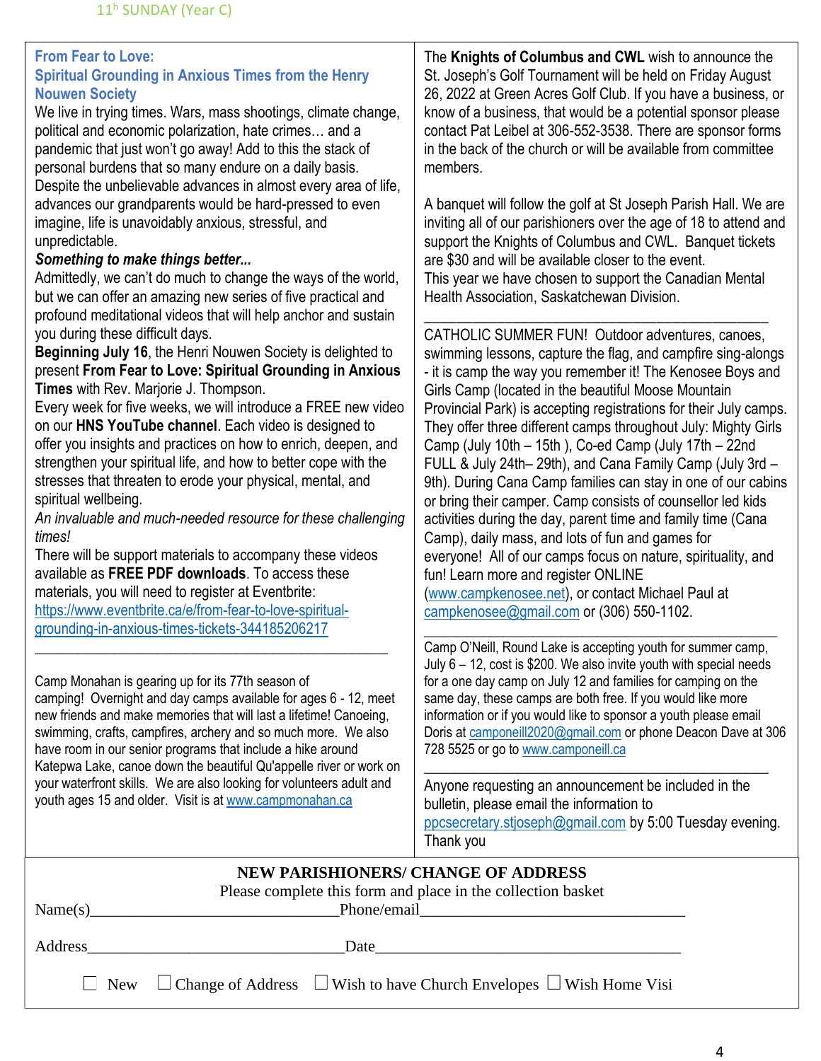## From Fear to Love: Spiritual Grounding in Anxious Times from the Henry Nouwen Society

We live in trying times. Wars, mass shootings, climate change, political and economic polarization, hate crimes… and a pandemic that just won't go away! Add to this the stack of personal burdens that so many endure on a daily basis. Despite the unbelievable advances in almost every area of life, advances our grandparents would be hard-pressed to even imagine, life is unavoidably anxious, stressful, and unpredictable.

***Something to make things better...***

Admittedly, we can't do much to change the ways of the world, but we can offer an amazing new series of five practical and profound meditational videos that will help anchor and sustain you during these difficult days.

**Beginning July 16**, the Henri Nouwen Society is delighted to present **From Fear to Love: Spiritual Grounding in Anxious Times** with Rev. Marjorie J. Thompson.

Every week for five weeks, we will introduce a FREE new video on our **HNS YouTube channel**. Each video is designed to offer you insights and practices on how to enrich, deepen, and strengthen your spiritual life, and how to better cope with the stresses that threaten to erode your physical, mental, and spiritual wellbeing.

*An invaluable and much-needed resource for these challenging times!*

There will be support materials to accompany these videos available as **FREE PDF downloads**. To access these materials, you will need to register at Eventbrite: https://www.eventbrite.ca/e/from-fear-to-love-spiritual-grounding-in-anxious-times-tickets-344185206217

---

Camp Monahan is gearing up for its 77th season of camping! Overnight and day camps available for ages 6 - 12, meet new friends and make memories that will last a lifetime! Canoeing, swimming, crafts, campfires, archery and so much more. We also have room in our senior programs that include a hike around Katepwa Lake, canoe down the beautiful Qu'appelle river or work on your waterfront skills. We are also looking for volunteers adult and youth ages 15 and older. Visit is at www.campmonahan.ca

---

The **Knights of Columbus and CWL** wish to announce the St. Joseph's Golf Tournament will be held on Friday August 26, 2022 at Green Acres Golf Club. If you have a business, or know of a business, that would be a potential sponsor please contact Pat Leibel at 306-552-3538. There are sponsor forms in the back of the church or will be available from committee members.

A banquet will follow the golf at St Joseph Parish Hall. We are inviting all of our parishioners over the age of 18 to attend and support the Knights of Columbus and CWL. Banquet tickets are $30 and will be available closer to the event.

This year we have chosen to support the Canadian Mental Health Association, Saskatchewan Division.

---

CATHOLIC SUMMER FUN! Outdoor adventures, canoes, swimming lessons, capture the flag, and campfire sing-alongs - it is camp the way you remember it! The Kenosee Boys and Girls Camp (located in the beautiful Moose Mountain Provincial Park) is accepting registrations for their July camps. They offer three different camps throughout July: Mighty Girls Camp (July 10th – 15th ), Co-ed Camp (July 17th – 22nd FULL & July 24th– 29th), and Cana Family Camp (July 3rd – 9th). During Cana Camp families can stay in one of our cabins or bring their camper. Camp consists of counsellor led kids activities during the day, parent time and family time (Cana Camp), daily mass, and lots of fun and games for everyone! All of our camps focus on nature, spirituality, and fun! Learn more and register ONLINE (www.campkenosee.net), or contact Michael Paul at campkenosee@gmail.com or (306) 550-1102.

---

Camp O'Neill, Round Lake is accepting youth for summer camp, July 6 – 12, cost is $200. We also invite youth with special needs for a one day camp on July 12 and families for camping on the same day, these camps are both free. If you would like more information or if you would like to sponsor a youth please email Doris at camponeill2020@gmail.com or phone Deacon Dave at 306 728 5525 or go to www.camponeill.ca

---

Anyone requesting an announcement be included in the bulletin, please email the information to ppcsecretary.stjoseph@gmail.com by 5:00 Tuesday evening. Thank you

---

**NEW PARISHIONERS/ CHANGE OF ADDRESS**

Please complete this form and place in the collection basket

Name(s)_______________________________Phone/email_________________________________

Address_________________________________Date_____________________________________

☐ New ☐ Change of Address ☐ Wish to have Church Envelopes ☐ Wish Home Visi